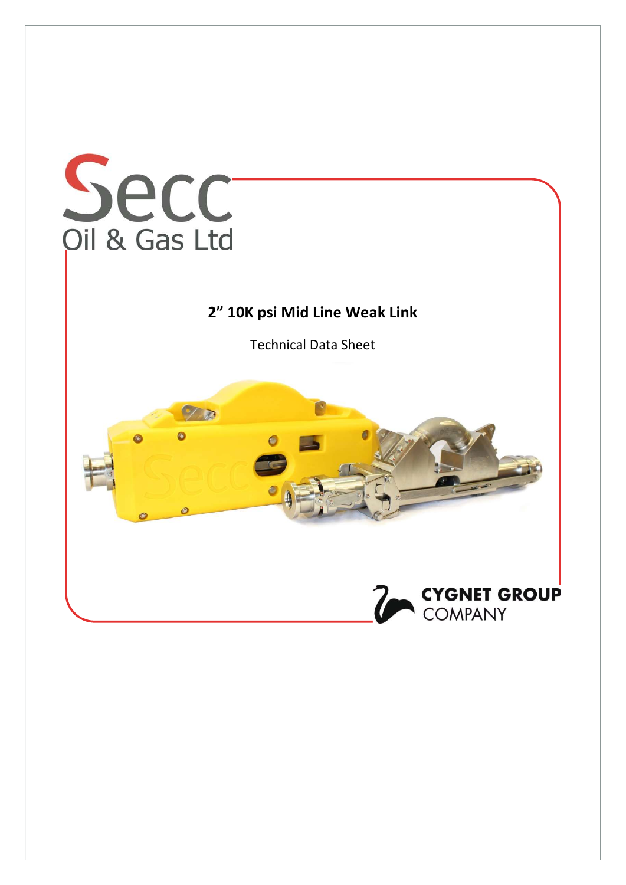Secc
Oil & Gas Ltd

# 2" 10K psi Mid Line Weak Link

Technical Data Sheet

CYGNET GROUP
COMPANY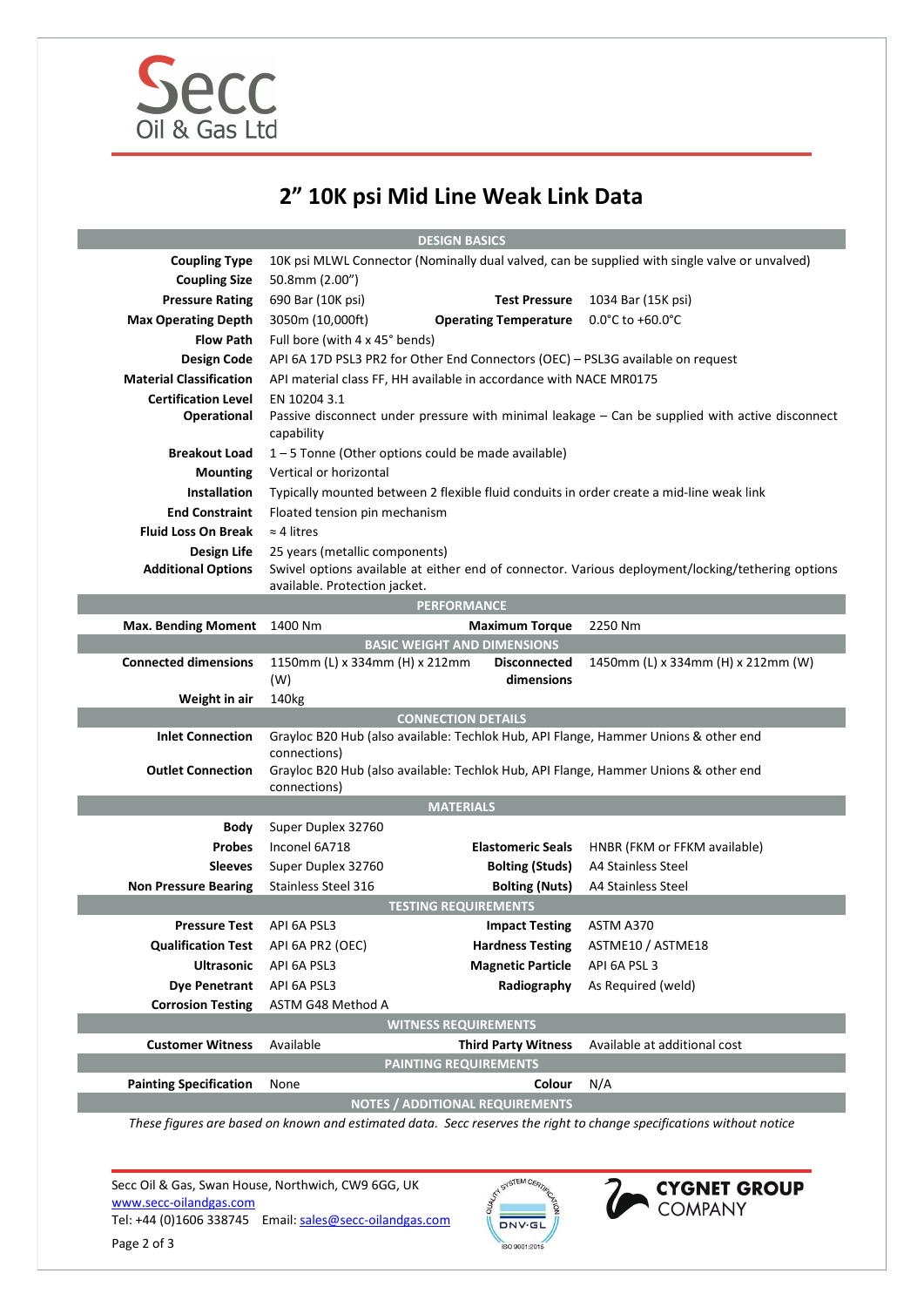# 2" 10K psi Mid Line Weak Link Data

| DESIGN BASICS | | | |
|---|---|---|---|
| **Coupling Type** | 10K psi MLWL Connector (Nominally dual valved, can be supplied with single valve or unvalved) | | |
| **Coupling Size** | 50.8mm (2.00") | | |
| **Pressure Rating** | 690 Bar (10K psi) | **Test Pressure** | 1034 Bar (15K psi) |
| **Max Operating Depth** | 3050m (10,000ft) | **Operating Temperature** | 0.0°C to +60.0°C |
| **Flow Path** | Full bore (with 4 x 45° bends) | | |
| **Design Code** | API 6A 17D PSL3 PR2 for Other End Connectors (OEC) – PSL3G available on request | | |
| **Material Classification** | API material class FF, HH available in accordance with NACE MR0175 | | |
| **Certification Level** | EN 10204 3.1 | | |
| **Operational** | Passive disconnect under pressure with minimal leakage – Can be supplied with active disconnect capability | | |
| **Breakout Load** | 1 – 5 Tonne (Other options could be made available) | | |
| **Mounting** | Vertical or horizontal | | |
| **Installation** | Typically mounted between 2 flexible fluid conduits in order create a mid-line weak link | | |
| **End Constraint** | Floated tension pin mechanism | | |
| **Fluid Loss On Break** | ≈ 4 litres | | |
| **Design Life** | 25 years (metallic components) | | |
| **Additional Options** | Swivel options available at either end of connector. Various deployment/locking/tethering options available. Protection jacket. | | |
| **PERFORMANCE** | | | |
| **Max. Bending Moment** | 1400 Nm | **Maximum Torque** | 2250 Nm |
| **BASIC WEIGHT AND DIMENSIONS** | | | |
| **Connected dimensions** | 1150mm (L) x 334mm (H) x 212mm (W) | **Disconnected dimensions** | 1450mm (L) x 334mm (H) x 212mm (W) |
| **Weight in air** | 140kg | | |
| **CONNECTION DETAILS** | | | |
| **Inlet Connection** | Grayloc B20 Hub (also available: Techlok Hub, API Flange, Hammer Unions & other end connections) | | |
| **Outlet Connection** | Grayloc B20 Hub (also available: Techlok Hub, API Flange, Hammer Unions & other end connections) | | |
| **MATERIALS** | | | |
| **Body** | Super Duplex 32760 | | |
| **Probes** | Inconel 6A718 | **Elastomeric Seals** | HNBR (FKM or FFKM available) |
| **Sleeves** | Super Duplex 32760 | **Bolting (Studs)** | A4 Stainless Steel |
| **Non Pressure Bearing** | Stainless Steel 316 | **Bolting (Nuts)** | A4 Stainless Steel |
| **TESTING REQUIREMENTS** | | | |
| **Pressure Test** | API 6A PSL3 | **Impact Testing** | ASTM A370 |
| **Qualification Test** | API 6A PR2 (OEC) | **Hardness Testing** | ASTME10 / ASTME18 |
| **Ultrasonic** | API 6A PSL3 | **Magnetic Particle** | API 6A PSL 3 |
| **Dye Penetrant** | API 6A PSL3 | **Radiography** | As Required (weld) |
| **Corrosion Testing** | ASTM G48 Method A | | |
| **WITNESS REQUIREMENTS** | | | |
| **Customer Witness** | Available | **Third Party Witness** | Available at additional cost |
| **PAINTING REQUIREMENTS** | | | |
| **Painting Specification** | None | **Colour** | N/A |
| **NOTES / ADDITIONAL REQUIREMENTS** | | | |

*These figures are based on known and estimated data. Secc reserves the right to change specifications without notice*

Secc Oil & Gas, Swan House, Northwich, CW9 6GG, UK
www.secc-oilandgas.com
Tel: +44 (0)1606 338745 Email: sales@secc-oilandgas.com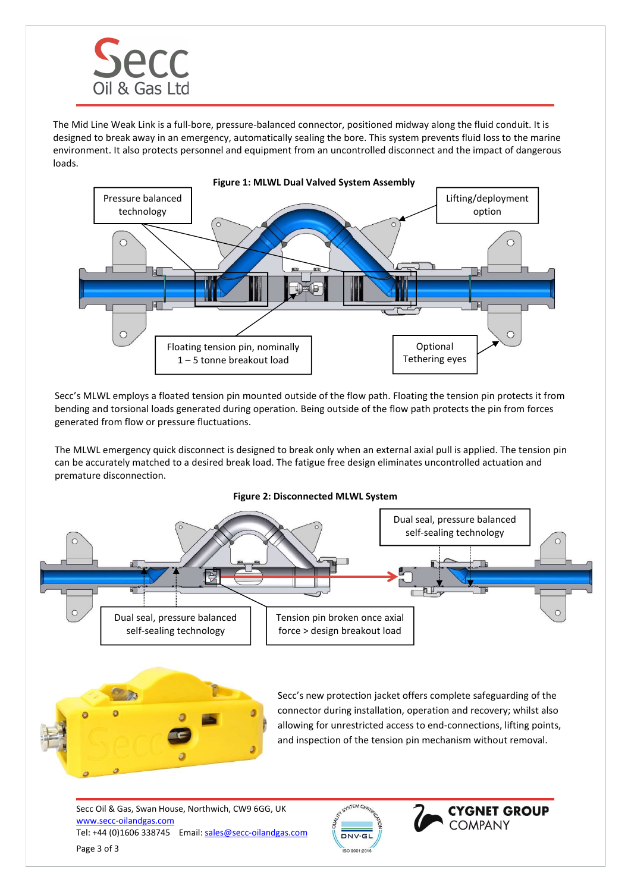The Mid Line Weak Link is a full-bore, pressure-balanced connector, positioned midway along the fluid conduit. It is designed to break away in an emergency, automatically sealing the bore. This system prevents fluid loss to the marine environment. It also protects personnel and equipment from an uncontrolled disconnect and the impact of dangerous loads.

**Figure 1: MLWL Dual Valved System Assembly**

Pressure balanced technology

Lifting/deployment option

Floating tension pin, nominally 1 – 5 tonne breakout load

Optional Tethering eyes

Secc's MLWL employs a floated tension pin mounted outside of the flow path. Floating the tension pin protects it from bending and torsional loads generated during operation. Being outside of the flow path protects the pin from forces generated from flow or pressure fluctuations.

The MLWL emergency quick disconnect is designed to break only when an external axial pull is applied. The tension pin can be accurately matched to a desired break load. The fatigue free design eliminates uncontrolled actuation and premature disconnection.

**Figure 2: Disconnected MLWL System**

Dual seal, pressure balanced self-sealing technology

Dual seal, pressure balanced self-sealing technology

Tension pin broken once axial force > design breakout load

Secc's new protection jacket offers complete safeguarding of the connector during installation, operation and recovery; whilst also allowing for unrestricted access to end-connections, lifting points, and inspection of the tension pin mechanism without removal.

Secc Oil & Gas, Swan House, Northwich, CW9 6GG, UK
www.secc-oilandgas.com
Tel: +44 (0)1606 338745 Email: sales@secc-oilandgas.com